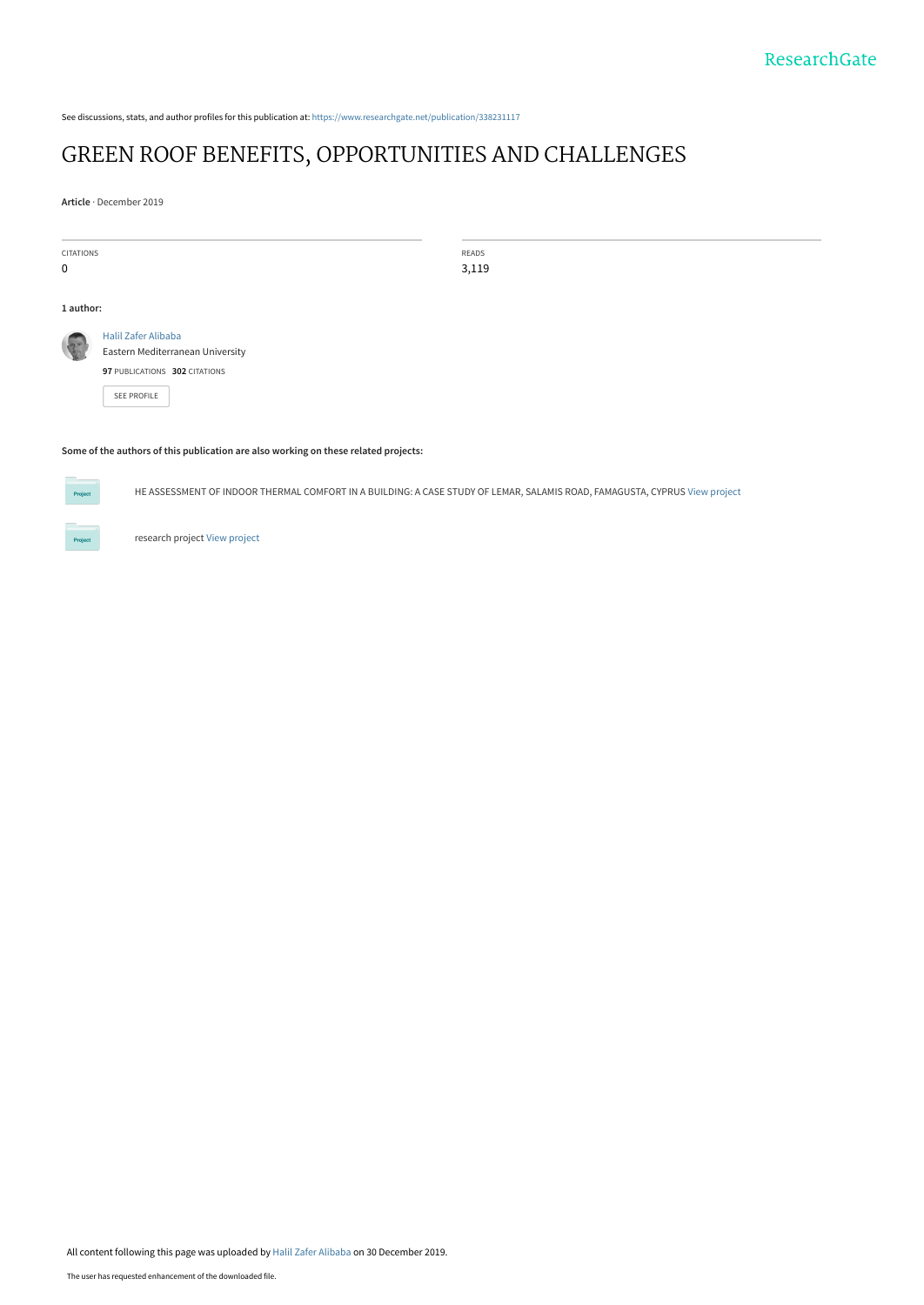See discussions, stats, and author profiles for this publication at: https://www.researchgate.net/publication/338231117

# GREEN ROOF BENEFITS, OPPORTUNITIES AND CHALLENGES

**Article** · December 2019

| CITATIONS | READS |
|---|---|
| 0 | 3,119 |

**1 author:**

Halil Zafer Alibaba
Eastern Mediterranean University
**97** PUBLICATIONS **302** CITATIONS

SEE PROFILE

**Some of the authors of this publication are also working on these related projects:**

HE ASSESSMENT OF INDOOR THERMAL COMFORT IN A BUILDING: A CASE STUDY OF LEMAR, SALAMIS ROAD, FAMAGUSTA, CYPRUS View project

research project View project

All content following this page was uploaded by Halil Zafer Alibaba on 30 December 2019.

The user has requested enhancement of the downloaded file.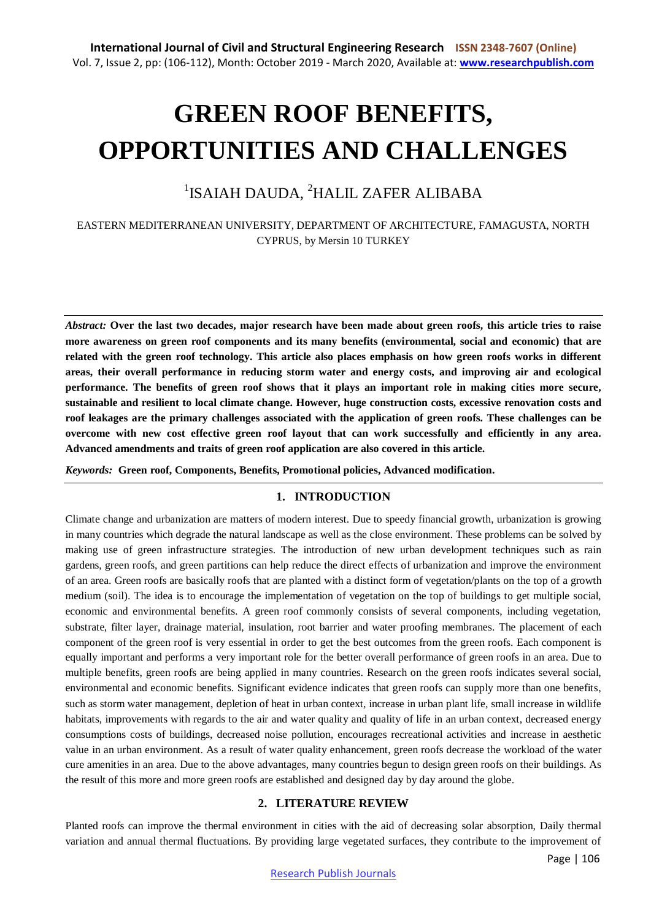# GREEN ROOF BENEFITS, OPPORTUNITIES AND CHALLENGES

[1]ISAIAH DAUDA, [2]HALIL ZAFER ALIBABA

EASTERN MEDITERRANEAN UNIVERSITY, DEPARTMENT OF ARCHITECTURE, FAMAGUSTA, NORTH CYPRUS, by Mersin 10 TURKEY

*Abstract:* **Over the last two decades, major research have been made about green roofs, this article tries to raise more awareness on green roof components and its many benefits (environmental, social and economic) that are related with the green roof technology. This article also places emphasis on how green roofs works in different areas, their overall performance in reducing storm water and energy costs, and improving air and ecological performance. The benefits of green roof shows that it plays an important role in making cities more secure, sustainable and resilient to local climate change. However, huge construction costs, excessive renovation costs and roof leakages are the primary challenges associated with the application of green roofs. These challenges can be overcome with new cost effective green roof layout that can work successfully and efficiently in any area. Advanced amendments and traits of green roof application are also covered in this article.**

*Keywords:* **Green roof, Components, Benefits, Promotional policies, Advanced modification.**

## 1. INTRODUCTION

Climate change and urbanization are matters of modern interest. Due to speedy financial growth, urbanization is growing in many countries which degrade the natural landscape as well as the close environment. These problems can be solved by making use of green infrastructure strategies. The introduction of new urban development techniques such as rain gardens, green roofs, and green partitions can help reduce the direct effects of urbanization and improve the environment of an area. Green roofs are basically roofs that are planted with a distinct form of vegetation/plants on the top of a growth medium (soil). The idea is to encourage the implementation of vegetation on the top of buildings to get multiple social, economic and environmental benefits. A green roof commonly consists of several components, including vegetation, substrate, filter layer, drainage material, insulation, root barrier and water proofing membranes. The placement of each component of the green roof is very essential in order to get the best outcomes from the green roofs. Each component is equally important and performs a very important role for the better overall performance of green roofs in an area. Due to multiple benefits, green roofs are being applied in many countries. Research on the green roofs indicates several social, environmental and economic benefits. Significant evidence indicates that green roofs can supply more than one benefits, such as storm water management, depletion of heat in urban context, increase in urban plant life, small increase in wildlife habitats, improvements with regards to the air and water quality and quality of life in an urban context, decreased energy consumptions costs of buildings, decreased noise pollution, encourages recreational activities and increase in aesthetic value in an urban environment. As a result of water quality enhancement, green roofs decrease the workload of the water cure amenities in an area. Due to the above advantages, many countries begun to design green roofs on their buildings. As the result of this more and more green roofs are established and designed day by day around the globe.

## 2. LITERATURE REVIEW

Planted roofs can improve the thermal environment in cities with the aid of decreasing solar absorption, Daily thermal variation and annual thermal fluctuations. By providing large vegetated surfaces, they contribute to the improvement of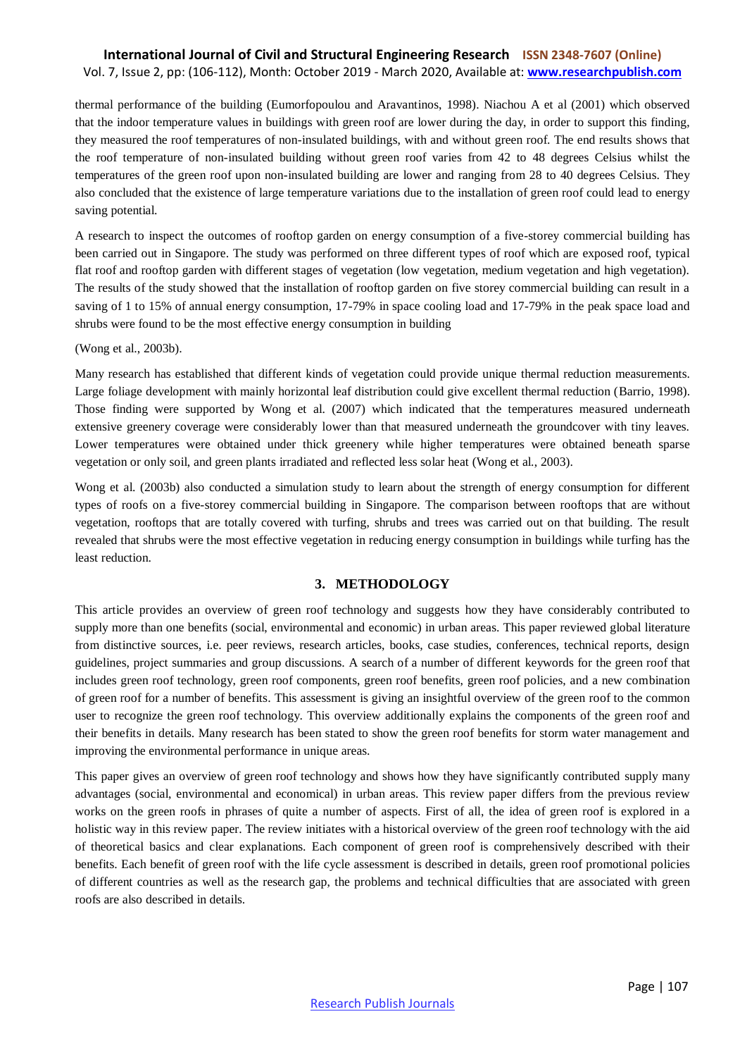thermal performance of the building (Eumorfopoulou and Aravantinos, 1998). Niachou A et al (2001) which observed that the indoor temperature values in buildings with green roof are lower during the day, in order to support this finding, they measured the roof temperatures of non-insulated buildings, with and without green roof. The end results shows that the roof temperature of non-insulated building without green roof varies from 42 to 48 degrees Celsius whilst the temperatures of the green roof upon non-insulated building are lower and ranging from 28 to 40 degrees Celsius. They also concluded that the existence of large temperature variations due to the installation of green roof could lead to energy saving potential.

A research to inspect the outcomes of rooftop garden on energy consumption of a five-storey commercial building has been carried out in Singapore. The study was performed on three different types of roof which are exposed roof, typical flat roof and rooftop garden with different stages of vegetation (low vegetation, medium vegetation and high vegetation). The results of the study showed that the installation of rooftop garden on five storey commercial building can result in a saving of 1 to 15% of annual energy consumption, 17-79% in space cooling load and 17-79% in the peak space load and shrubs were found to be the most effective energy consumption in building

(Wong et al., 2003b).

Many research has established that different kinds of vegetation could provide unique thermal reduction measurements. Large foliage development with mainly horizontal leaf distribution could give excellent thermal reduction (Barrio, 1998). Those finding were supported by Wong et al. (2007) which indicated that the temperatures measured underneath extensive greenery coverage were considerably lower than that measured underneath the groundcover with tiny leaves. Lower temperatures were obtained under thick greenery while higher temperatures were obtained beneath sparse vegetation or only soil, and green plants irradiated and reflected less solar heat (Wong et al., 2003).

Wong et al. (2003b) also conducted a simulation study to learn about the strength of energy consumption for different types of roofs on a five-storey commercial building in Singapore. The comparison between rooftops that are without vegetation, rooftops that are totally covered with turfing, shrubs and trees was carried out on that building. The result revealed that shrubs were the most effective vegetation in reducing energy consumption in buildings while turfing has the least reduction.

## 3. METHODOLOGY

This article provides an overview of green roof technology and suggests how they have considerably contributed to supply more than one benefits (social, environmental and economic) in urban areas. This paper reviewed global literature from distinctive sources, i.e. peer reviews, research articles, books, case studies, conferences, technical reports, design guidelines, project summaries and group discussions. A search of a number of different keywords for the green roof that includes green roof technology, green roof components, green roof benefits, green roof policies, and a new combination of green roof for a number of benefits. This assessment is giving an insightful overview of the green roof to the common user to recognize the green roof technology. This overview additionally explains the components of the green roof and their benefits in details. Many research has been stated to show the green roof benefits for storm water management and improving the environmental performance in unique areas.

This paper gives an overview of green roof technology and shows how they have significantly contributed supply many advantages (social, environmental and economical) in urban areas. This review paper differs from the previous review works on the green roofs in phrases of quite a number of aspects. First of all, the idea of green roof is explored in a holistic way in this review paper. The review initiates with a historical overview of the green roof technology with the aid of theoretical basics and clear explanations. Each component of green roof is comprehensively described with their benefits. Each benefit of green roof with the life cycle assessment is described in details, green roof promotional policies of different countries as well as the research gap, the problems and technical difficulties that are associated with green roofs are also described in details.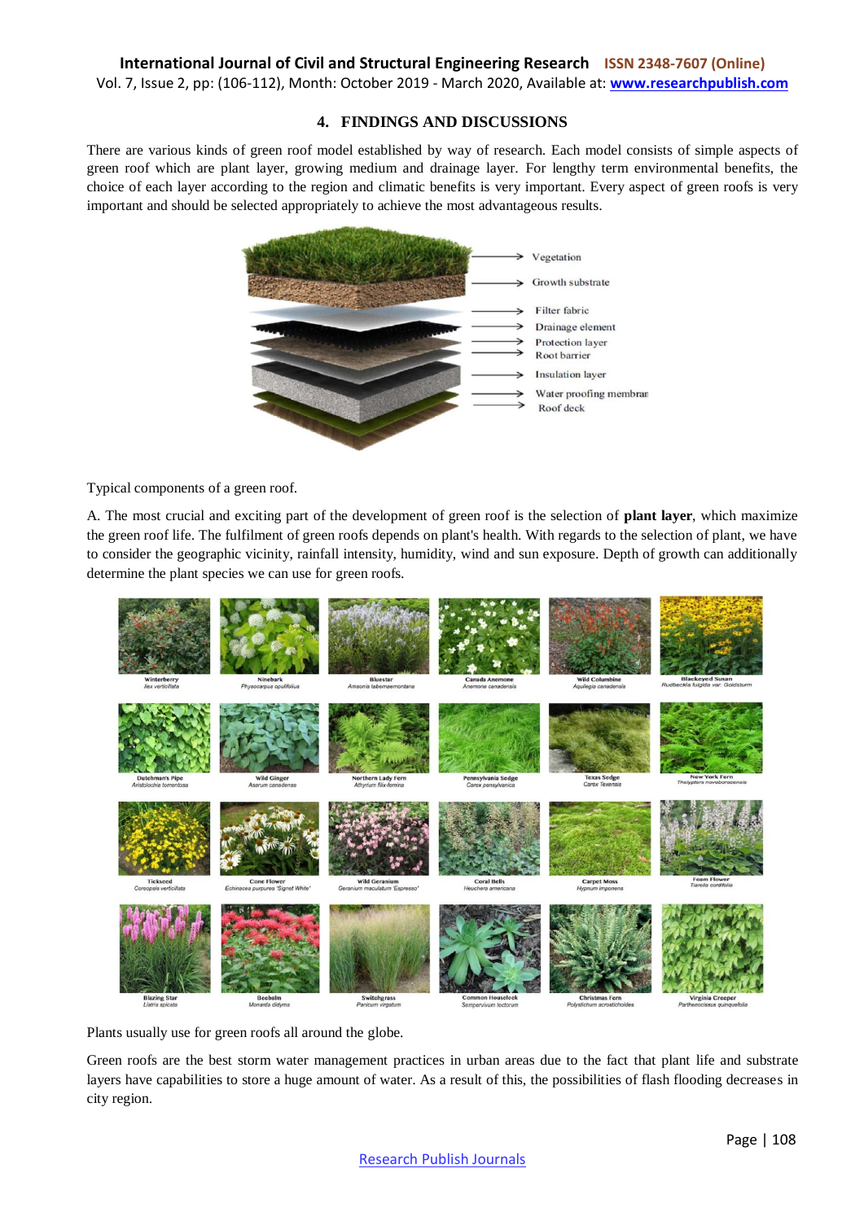## 4. FINDINGS AND DISCUSSIONS

There are various kinds of green roof model established by way of research. Each model consists of simple aspects of green roof which are plant layer, growing medium and drainage layer. For lengthy term environmental benefits, the choice of each layer according to the region and climatic benefits is very important. Every aspect of green roofs is very important and should be selected appropriately to achieve the most advantageous results.

Typical components of a green roof.

A. The most crucial and exciting part of the development of green roof is the selection of **plant layer**, which maximize the green roof life. The fulfilment of green roofs depends on plant's health. With regards to the selection of plant, we have to consider the geographic vicinity, rainfall intensity, humidity, wind and sun exposure. Depth of growth can additionally determine the plant species we can use for green roofs.

Plants usually use for green roofs all around the globe.

Green roofs are the best storm water management practices in urban areas due to the fact that plant life and substrate layers have capabilities to store a huge amount of water. As a result of this, the possibilities of flash flooding decreases in city region.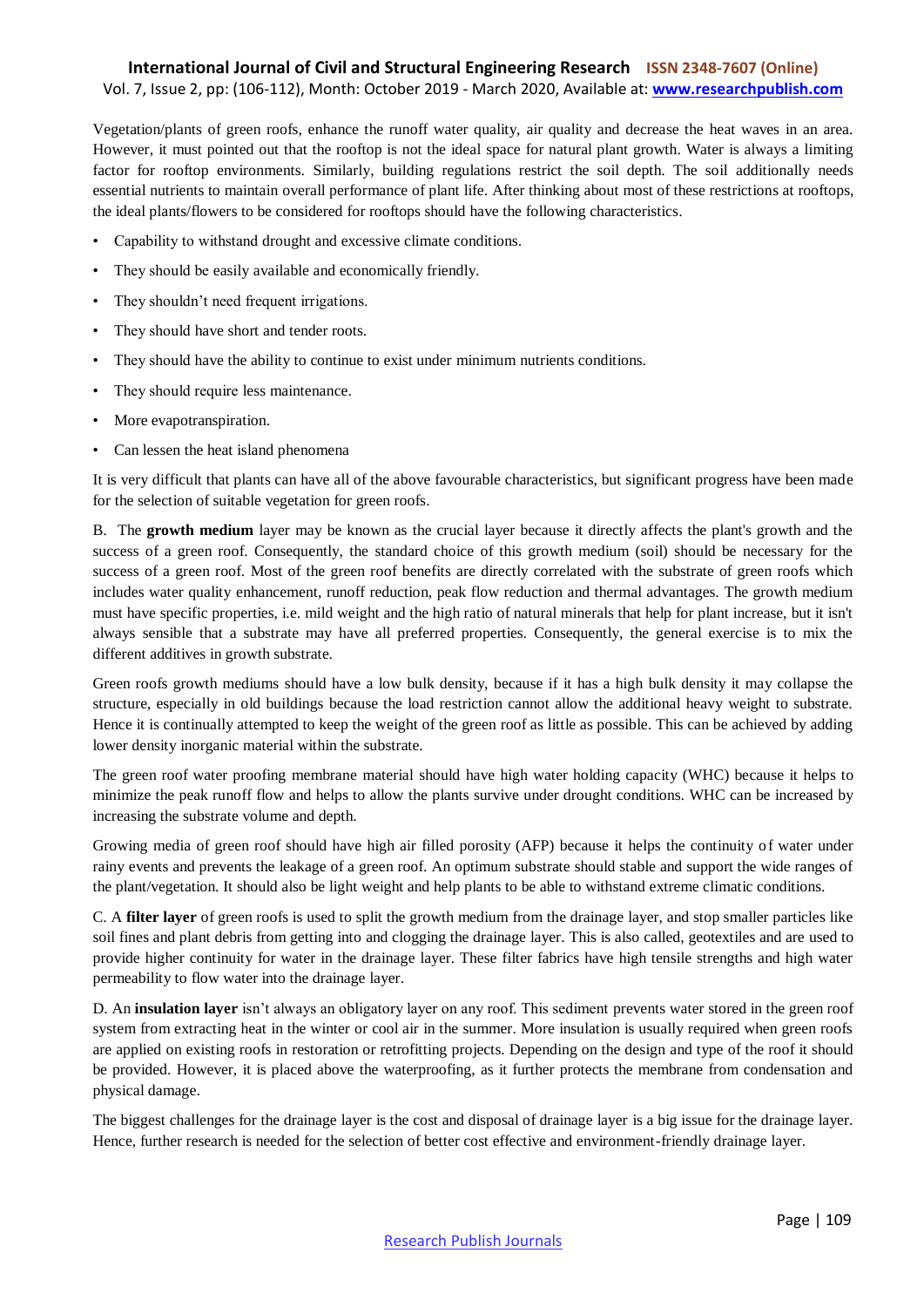Vegetation/plants of green roofs, enhance the runoff water quality, air quality and decrease the heat waves in an area. However, it must pointed out that the rooftop is not the ideal space for natural plant growth. Water is always a limiting factor for rooftop environments. Similarly, building regulations restrict the soil depth. The soil additionally needs essential nutrients to maintain overall performance of plant life. After thinking about most of these restrictions at rooftops, the ideal plants/flowers to be considered for rooftops should have the following characteristics.

- Capability to withstand drought and excessive climate conditions.
- They should be easily available and economically friendly.
- They shouldn't need frequent irrigations.
- They should have short and tender roots.
- They should have the ability to continue to exist under minimum nutrients conditions.
- They should require less maintenance.
- More evapotranspiration.
- Can lessen the heat island phenomena

It is very difficult that plants can have all of the above favourable characteristics, but significant progress have been made for the selection of suitable vegetation for green roofs.

B. The **growth medium** layer may be known as the crucial layer because it directly affects the plant's growth and the success of a green roof. Consequently, the standard choice of this growth medium (soil) should be necessary for the success of a green roof. Most of the green roof benefits are directly correlated with the substrate of green roofs which includes water quality enhancement, runoff reduction, peak flow reduction and thermal advantages. The growth medium must have specific properties, i.e. mild weight and the high ratio of natural minerals that help for plant increase, but it isn't always sensible that a substrate may have all preferred properties. Consequently, the general exercise is to mix the different additives in growth substrate.

Green roofs growth mediums should have a low bulk density, because if it has a high bulk density it may collapse the structure, especially in old buildings because the load restriction cannot allow the additional heavy weight to substrate. Hence it is continually attempted to keep the weight of the green roof as little as possible. This can be achieved by adding lower density inorganic material within the substrate.

The green roof water proofing membrane material should have high water holding capacity (WHC) because it helps to minimize the peak runoff flow and helps to allow the plants survive under drought conditions. WHC can be increased by increasing the substrate volume and depth.

Growing media of green roof should have high air filled porosity (AFP) because it helps the continuity of water under rainy events and prevents the leakage of a green roof. An optimum substrate should stable and support the wide ranges of the plant/vegetation. It should also be light weight and help plants to be able to withstand extreme climatic conditions.

C. A **filter layer** of green roofs is used to split the growth medium from the drainage layer, and stop smaller particles like soil fines and plant debris from getting into and clogging the drainage layer. This is also called, geotextiles and are used to provide higher continuity for water in the drainage layer. These filter fabrics have high tensile strengths and high water permeability to flow water into the drainage layer.

D. An **insulation layer** isn't always an obligatory layer on any roof. This sediment prevents water stored in the green roof system from extracting heat in the winter or cool air in the summer. More insulation is usually required when green roofs are applied on existing roofs in restoration or retrofitting projects. Depending on the design and type of the roof it should be provided. However, it is placed above the waterproofing, as it further protects the membrane from condensation and physical damage.

The biggest challenges for the drainage layer is the cost and disposal of drainage layer is a big issue for the drainage layer. Hence, further research is needed for the selection of better cost effective and environment-friendly drainage layer.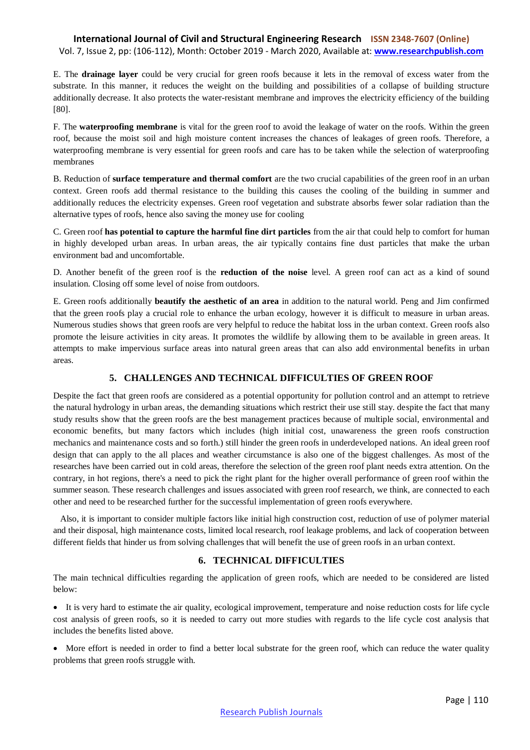E. The **drainage layer** could be very crucial for green roofs because it lets in the removal of excess water from the substrate. In this manner, it reduces the weight on the building and possibilities of a collapse of building structure additionally decrease. It also protects the water-resistant membrane and improves the electricity efficiency of the building [80].

F. The **waterproofing membrane** is vital for the green roof to avoid the leakage of water on the roofs. Within the green roof, because the moist soil and high moisture content increases the chances of leakages of green roofs. Therefore, a waterproofing membrane is very essential for green roofs and care has to be taken while the selection of waterproofing membranes

B. Reduction of **surface temperature and thermal comfort** are the two crucial capabilities of the green roof in an urban context. Green roofs add thermal resistance to the building this causes the cooling of the building in summer and additionally reduces the electricity expenses. Green roof vegetation and substrate absorbs fewer solar radiation than the alternative types of roofs, hence also saving the money use for cooling

C. Green roof **has potential to capture the harmful fine dirt particles** from the air that could help to comfort for human in highly developed urban areas. In urban areas, the air typically contains fine dust particles that make the urban environment bad and uncomfortable.

D. Another benefit of the green roof is the **reduction of the noise** level. A green roof can act as a kind of sound insulation. Closing off some level of noise from outdoors.

E. Green roofs additionally **beautify the aesthetic of an area** in addition to the natural world. Peng and Jim confirmed that the green roofs play a crucial role to enhance the urban ecology, however it is difficult to measure in urban areas. Numerous studies shows that green roofs are very helpful to reduce the habitat loss in the urban context. Green roofs also promote the leisure activities in city areas. It promotes the wildlife by allowing them to be available in green areas. It attempts to make impervious surface areas into natural green areas that can also add environmental benefits in urban areas.

## 5. CHALLENGES AND TECHNICAL DIFFICULTIES OF GREEN ROOF

Despite the fact that green roofs are considered as a potential opportunity for pollution control and an attempt to retrieve the natural hydrology in urban areas, the demanding situations which restrict their use still stay. despite the fact that many study results show that the green roofs are the best management practices because of multiple social, environmental and economic benefits, but many factors which includes (high initial cost, unawareness the green roofs construction mechanics and maintenance costs and so forth.) still hinder the green roofs in underdeveloped nations. An ideal green roof design that can apply to the all places and weather circumstance is also one of the biggest challenges. As most of the researches have been carried out in cold areas, therefore the selection of the green roof plant needs extra attention. On the contrary, in hot regions, there's a need to pick the right plant for the higher overall performance of green roof within the summer season. These research challenges and issues associated with green roof research, we think, are connected to each other and need to be researched further for the successful implementation of green roofs everywhere.

Also, it is important to consider multiple factors like initial high construction cost, reduction of use of polymer material and their disposal, high maintenance costs, limited local research, roof leakage problems, and lack of cooperation between different fields that hinder us from solving challenges that will benefit the use of green roofs in an urban context.

## 6. TECHNICAL DIFFICULTIES

The main technical difficulties regarding the application of green roofs, which are needed to be considered are listed below:

- It is very hard to estimate the air quality, ecological improvement, temperature and noise reduction costs for life cycle cost analysis of green roofs, so it is needed to carry out more studies with regards to the life cycle cost analysis that includes the benefits listed above.
- More effort is needed in order to find a better local substrate for the green roof, which can reduce the water quality problems that green roofs struggle with.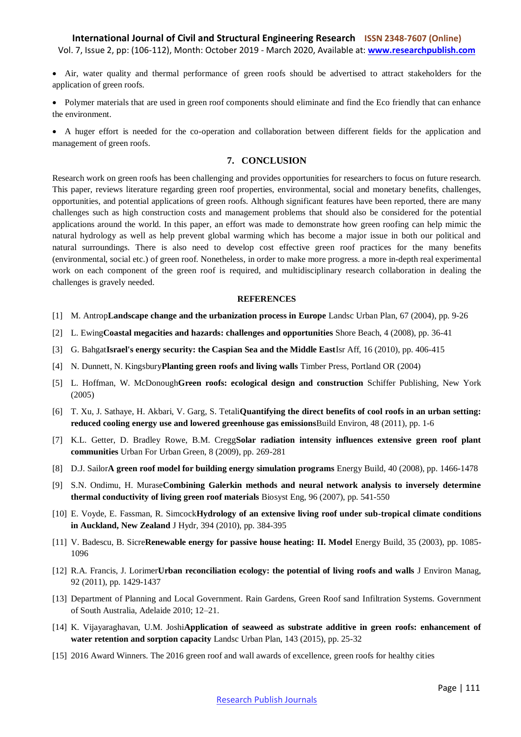- Air, water quality and thermal performance of green roofs should be advertised to attract stakeholders for the application of green roofs.
- Polymer materials that are used in green roof components should eliminate and find the Eco friendly that can enhance the environment.
- A huger effort is needed for the co-operation and collaboration between different fields for the application and management of green roofs.

## 7. CONCLUSION

Research work on green roofs has been challenging and provides opportunities for researchers to focus on future research. This paper, reviews literature regarding green roof properties, environmental, social and monetary benefits, challenges, opportunities, and potential applications of green roofs. Although significant features have been reported, there are many challenges such as high construction costs and management problems that should also be considered for the potential applications around the world. In this paper, an effort was made to demonstrate how green roofing can help mimic the natural hydrology as well as help prevent global warming which has become a major issue in both our political and natural surroundings. There is also need to develop cost effective green roof practices for the many benefits (environmental, social etc.) of green roof. Nonetheless, in order to make more progress. a more in-depth real experimental work on each component of the green roof is required, and multidisciplinary research collaboration in dealing the challenges is gravely needed.

## REFERENCES

[1] M. Antrop**Landscape change and the urbanization process in Europe** Landsc Urban Plan, 67 (2004), pp. 9-26

[2] L. Ewing**Coastal megacities and hazards: challenges and opportunities** Shore Beach, 4 (2008), pp. 36-41

[3] G. Bahgat**Israel's energy security: the Caspian Sea and the Middle East**Isr Aff, 16 (2010), pp. 406-415

[4] N. Dunnett, N. Kingsbury**Planting green roofs and living walls** Timber Press, Portland OR (2004)

[5] L. Hoffman, W. McDonough**Green roofs: ecological design and construction** Schiffer Publishing, New York (2005)

[6] T. Xu, J. Sathaye, H. Akbari, V. Garg, S. Tetali**Quantifying the direct benefits of cool roofs in an urban setting: reduced cooling energy use and lowered greenhouse gas emissions**Build Environ, 48 (2011), pp. 1-6

[7] K.L. Getter, D. Bradley Rowe, B.M. Cregg**Solar radiation intensity influences extensive green roof plant communities** Urban For Urban Green, 8 (2009), pp. 269-281

[8] D.J. Sailor**A green roof model for building energy simulation programs** Energy Build, 40 (2008), pp. 1466-1478

[9] S.N. Ondimu, H. Murase**Combining Galerkin methods and neural network analysis to inversely determine thermal conductivity of living green roof materials** Biosyst Eng, 96 (2007), pp. 541-550

[10] E. Voyde, E. Fassman, R. Simcock**Hydrology of an extensive living roof under sub-tropical climate conditions in Auckland, New Zealand** J Hydr, 394 (2010), pp. 384-395

[11] V. Badescu, B. Sicre**Renewable energy for passive house heating: II. Model** Energy Build, 35 (2003), pp. 1085-1096

[12] R.A. Francis, J. Lorimer**Urban reconciliation ecology: the potential of living roofs and walls** J Environ Manag, 92 (2011), pp. 1429-1437

[13] Department of Planning and Local Government. Rain Gardens, Green Roof sand Infiltration Systems. Government of South Australia, Adelaide 2010; 12–21.

[14] K. Vijayaraghavan, U.M. Joshi**Application of seaweed as substrate additive in green roofs: enhancement of water retention and sorption capacity** Landsc Urban Plan, 143 (2015), pp. 25-32

[15] 2016 Award Winners. The 2016 green roof and wall awards of excellence, green roofs for healthy cities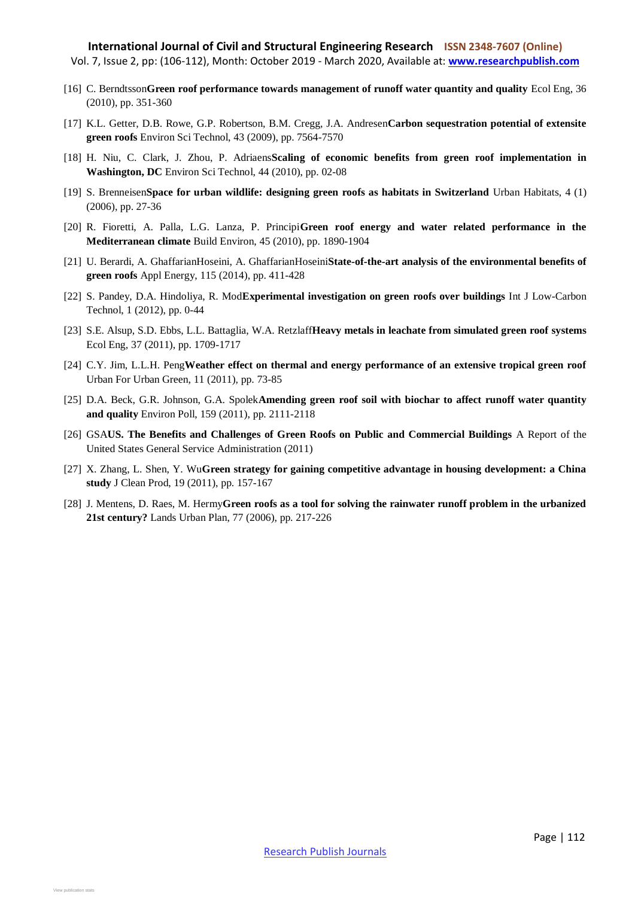[16] C. Berndtsson**Green roof performance towards management of runoff water quantity and quality** Ecol Eng, 36 (2010), pp. 351-360

[17] K.L. Getter, D.B. Rowe, G.P. Robertson, B.M. Cregg, J.A. Andresen**Carbon sequestration potential of extensite green roofs** Environ Sci Technol, 43 (2009), pp. 7564-7570

[18] H. Niu, C. Clark, J. Zhou, P. Adriaens**Scaling of economic benefits from green roof implementation in Washington, DC** Environ Sci Technol, 44 (2010), pp. 02-08

[19] S. Brenneisen**Space for urban wildlife: designing green roofs as habitats in Switzerland** Urban Habitats, 4 (1) (2006), pp. 27-36

[20] R. Fioretti, A. Palla, L.G. Lanza, P. Principi**Green roof energy and water related performance in the Mediterranean climate** Build Environ, 45 (2010), pp. 1890-1904

[21] U. Berardi, A. GhaffarianHoseini, A. GhaffarianHoseini**State-of-the-art analysis of the environmental benefits of green roofs** Appl Energy, 115 (2014), pp. 411-428

[22] S. Pandey, D.A. Hindoliya, R. Mod**Experimental investigation on green roofs over buildings** Int J Low-Carbon Technol, 1 (2012), pp. 0-44

[23] S.E. Alsup, S.D. Ebbs, L.L. Battaglia, W.A. Retzlaff**Heavy metals in leachate from simulated green roof systems** Ecol Eng, 37 (2011), pp. 1709-1717

[24] C.Y. Jim, L.L.H. Peng**Weather effect on thermal and energy performance of an extensive tropical green roof** Urban For Urban Green, 11 (2011), pp. 73-85

[25] D.A. Beck, G.R. Johnson, G.A. Spolek**Amending green roof soil with biochar to affect runoff water quantity and quality** Environ Poll, 159 (2011), pp. 2111-2118

[26] GSA**US. The Benefits and Challenges of Green Roofs on Public and Commercial Buildings** A Report of the United States General Service Administration (2011)

[27] X. Zhang, L. Shen, Y. Wu**Green strategy for gaining competitive advantage in housing development: a China study** J Clean Prod, 19 (2011), pp. 157-167

[28] J. Mentens, D. Raes, M. Hermy**Green roofs as a tool for solving the rainwater runoff problem in the urbanized 21st century?** Lands Urban Plan, 77 (2006), pp. 217-226